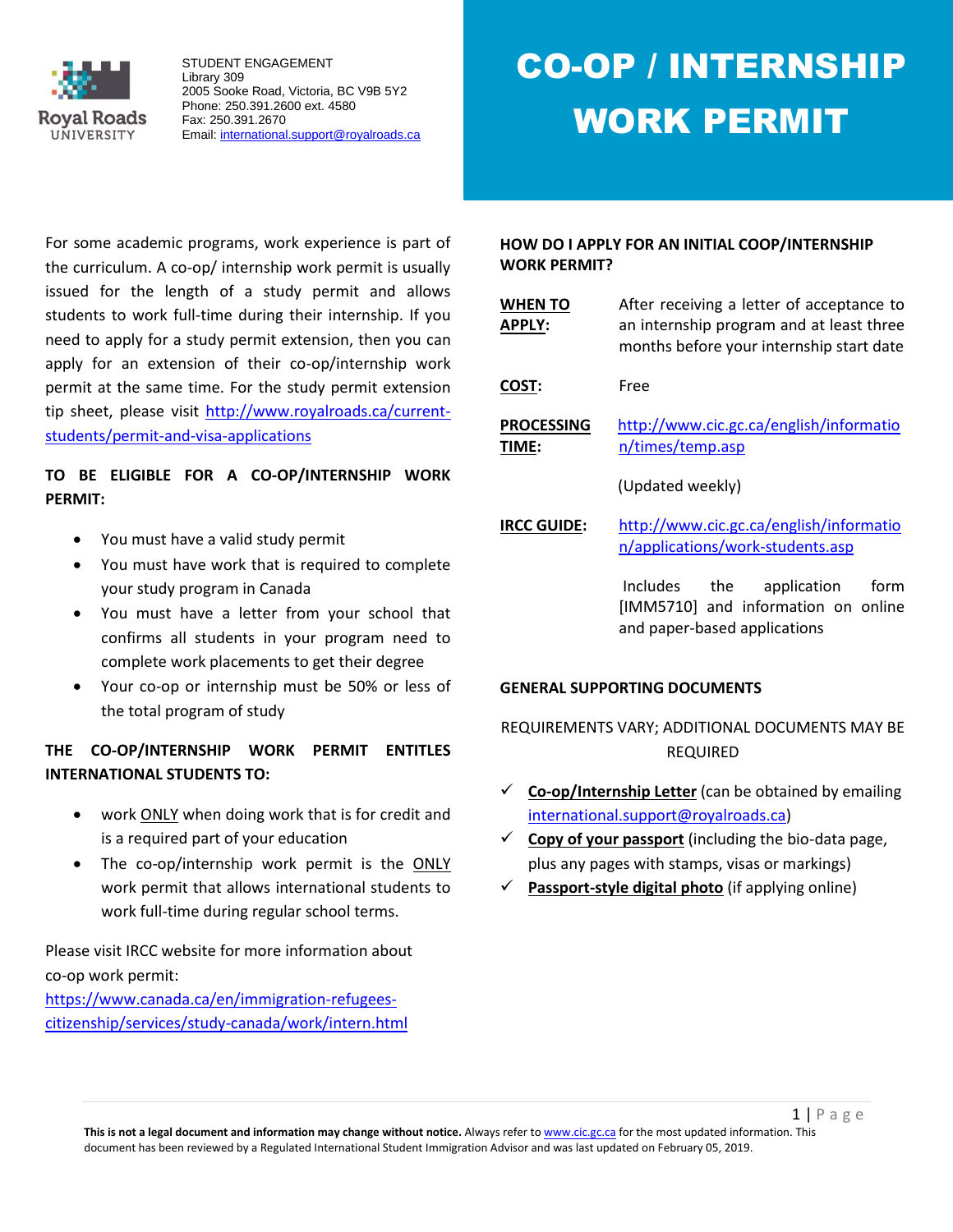STUDENT ENGAGEMENT
Library 309
2005 Sooke Road, Victoria, BC V9B 5Y2
Phone: 250.391.2600 ext. 4580
Fax: 250.391.2670
Email: international.support@royalroads.ca

# CO-OP / INTERNSHIP WORK PERMIT

For some academic programs, work experience is part of the curriculum. A co-op/ internship work permit is usually issued for the length of a study permit and allows students to work full-time during their internship. If you need to apply for a study permit extension, then you can apply for an extension of their co-op/internship work permit at the same time. For the study permit extension tip sheet, please visit http://www.royalroads.ca/current-students/permit-and-visa-applications

**TO BE ELIGIBLE FOR A CO-OP/INTERNSHIP WORK PERMIT:**

- You must have a valid study permit
- You must have work that is required to complete your study program in Canada
- You must have a letter from your school that confirms all students in your program need to complete work placements to get their degree
- Your co-op or internship must be 50% or less of the total program of study

**THE CO-OP/INTERNSHIP WORK PERMIT ENTITLES INTERNATIONAL STUDENTS TO:**

- work ONLY when doing work that is for credit and is a required part of your education
- The co-op/internship work permit is the ONLY work permit that allows international students to work full-time during regular school terms.

Please visit IRCC website for more information about co-op work permit:
https://www.canada.ca/en/immigration-refugees-citizenship/services/study-canada/work/intern.html

**HOW DO I APPLY FOR AN INITIAL COOP/INTERNSHIP WORK PERMIT?**

**WHEN TO APPLY:** After receiving a letter of acceptance to an internship program and at least three months before your internship start date

**COST:** Free

**PROCESSING TIME:** http://www.cic.gc.ca/english/information/times/temp.asp

(Updated weekly)

**IRCC GUIDE:** http://www.cic.gc.ca/english/information/applications/work-students.asp

Includes the application form [IMM5710] and information on online and paper-based applications

**GENERAL SUPPORTING DOCUMENTS**

REQUIREMENTS VARY; ADDITIONAL DOCUMENTS MAY BE REQUIRED

- ✓ **Co-op/Internship Letter** (can be obtained by emailing international.support@royalroads.ca)
- ✓ **Copy of your passport** (including the bio-data page, plus any pages with stamps, visas or markings)
- ✓ **Passport-style digital photo** (if applying online)

**This is not a legal document and information may change without notice.** Always refer to www.cic.gc.ca for the most updated information. This document has been reviewed by a Regulated International Student Immigration Advisor and was last updated on February 05, 2019.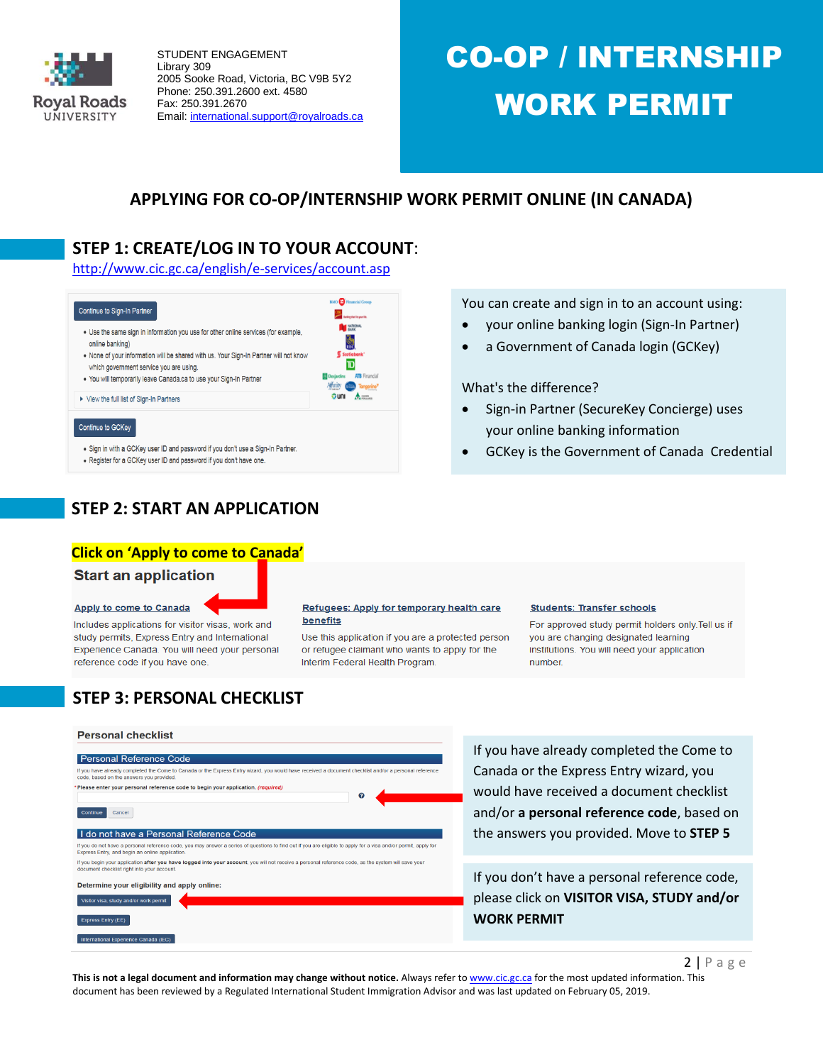STUDENT ENGAGEMENT
Library 309
2005 Sooke Road, Victoria, BC V9B 5Y2
Phone: 250.391.2600 ext. 4580
Fax: 250.391.2670
Email: international.support@royalroads.ca

# CO-OP / INTERNSHIP WORK PERMIT

## APPLYING FOR CO-OP/INTERNSHIP WORK PERMIT ONLINE (IN CANADA)

## STEP 1: CREATE/LOG IN TO YOUR ACCOUNT:

http://www.cic.gc.ca/english/e-services/account.asp

Continue to Sign-In Partner

- Use the same sign in information you use for other online services (for example, online banking)
- None of your information will be shared with us. Your Sign-In Partner will not know which government service you are using.
- You will temporarily leave Canada.ca to use your Sign-In Partner

View the full list of Sign-In Partners

Continue to GCKey

- Sign in with a GCKey user ID and password if you don't use a Sign-In Partner.
- Register for a GCKey user ID and password if you don't have one.

You can create and sign in to an account using:

- your online banking login (Sign-In Partner)
- a Government of Canada login (GCKey)

What's the difference?

- Sign-in Partner (SecureKey Concierge) uses your online banking information
- GCKey is the Government of Canada Credential

## STEP 2: START AN APPLICATION

**Click on 'Apply to come to Canada'**

### Start an application

**Apply to come to Canada**
Includes applications for visitor visas, work and study permits, Express Entry and International Experience Canada. You will need your personal reference code if you have one.

**Refugees: Apply for temporary health care benefits**
Use this application if you are a protected person or refugee claimant who wants to apply for the Interim Federal Health Program.

**Students: Transfer schools**
For approved study permit holders only. Tell us if you are changing designated learning institutions. You will need your application number.

## STEP 3: PERSONAL CHECKLIST

### Personal checklist

**Personal Reference Code**

If you have already completed the Come to Canada or the Express Entry wizard, you would have received a document checklist and/or a personal reference code, based on the answers you provided.

*Please enter your personal reference code to begin your application. (required)

Continue | Cancel

**I do not have a Personal Reference Code**

If you do not have a personal reference code, you may answer a series of questions to find out if you are eligible to apply for a visa and/or permit, apply for Express Entry, and begin an online application.

If you begin your application **after you have logged into your account**, you will not receive a personal reference code, as the system will save your document checklist right into your account.

**Determine your eligibility and apply online:**

Visitor visa, study and/or work permit

Express Entry (EE)

International Experience Canada (IEC)

If you have already completed the Come to Canada or the Express Entry wizard, you would have received a document checklist and/or **a personal reference code**, based on the answers you provided. Move to **STEP 5**

If you don't have a personal reference code, please click on **VISITOR VISA, STUDY and/or WORK PERMIT**

**This is not a legal document and information may change without notice.** Always refer to www.cic.gc.ca for the most updated information. This document has been reviewed by a Regulated International Student Immigration Advisor and was last updated on February 05, 2019.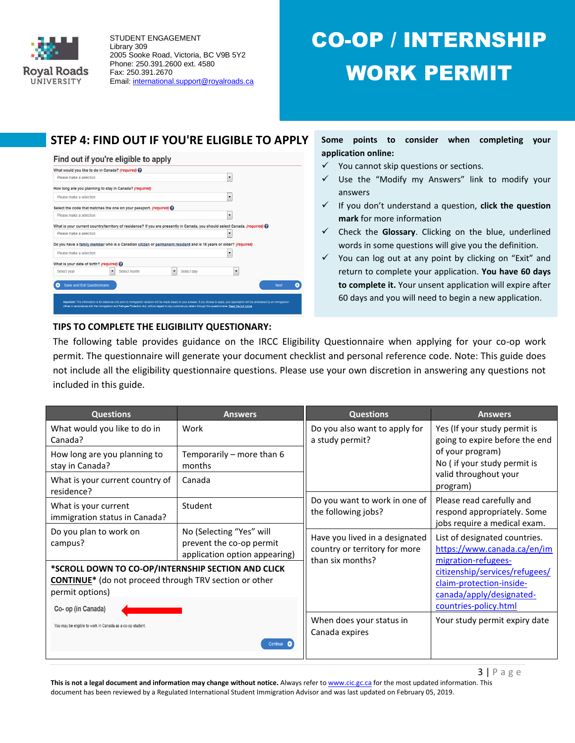STUDENT ENGAGEMENT
Library 309
2005 Sooke Road, Victoria, BC V9B 5Y2
Phone: 250.391.2600 ext. 4580
Fax: 250.391.2670
Email: international.support@royalroads.ca

# CO-OP / INTERNSHIP WORK PERMIT

## STEP 4: FIND OUT IF YOU'RE ELIGIBLE TO APPLY

**Some points to consider when completing your application online:**

- ✓ You cannot skip questions or sections.
- ✓ Use the "Modify my Answers" link to modify your answers
- ✓ If you don't understand a question, **click the question mark** for more information
- ✓ Check the **Glossary**. Clicking on the blue, underlined words in some questions will give you the definition.
- ✓ You can log out at any point by clicking on "Exit" and return to complete your application. **You have 60 days to complete it.** Your unsent application will expire after 60 days and you will need to begin a new application.

### TIPS TO COMPLETE THE ELIGIBILITY QUESTIONARY:

The following table provides guidance on the IRCC Eligibility Questionnaire when applying for your co-op work permit. The questionnaire will generate your document checklist and personal reference code. Note: This guide does not include all the eligibility questionnaire questions. Please use your own discretion in answering any questions not included in this guide.

| Questions | Answers |
|---|---|
| What would you like to do in Canada? | Work |
| How long are you planning to stay in Canada? | Temporarily – more than 6 months |
| What is your current country of residence? | Canada |
| What is your current immigration status in Canada? | Student |
| Do you plan to work on campus? | No (Selecting "Yes" will prevent the co-op permit application option appearing) |

***SCROLL DOWN TO CO-OP/INTERNSHIP SECTION AND CLICK CONTINUE*** (do not proceed through TRV section or other permit options)

| Questions | Answers |
|---|---|
| Do you also want to apply for a study permit? | Yes (If your study permit is going to expire before the end of your program)<br>No ( if your study permit is valid throughout your program) |
| Do you want to work in one of the following jobs? | Please read carefully and respond appropriately. Some jobs require a medical exam. |
| Have you lived in a designated country or territory for more than six months? | List of designated countries. https://www.canada.ca/en/immigration-refugees-citizenship/services/refugees/claim-protection-inside-canada/apply/designated-countries-policy.html |
| When does your status in Canada expires | Your study permit expiry date |

**This is not a legal document and information may change without notice.** Always refer to www.cic.gc.ca for the most updated information. This document has been reviewed by a Regulated International Student Immigration Advisor and was last updated on February 05, 2019.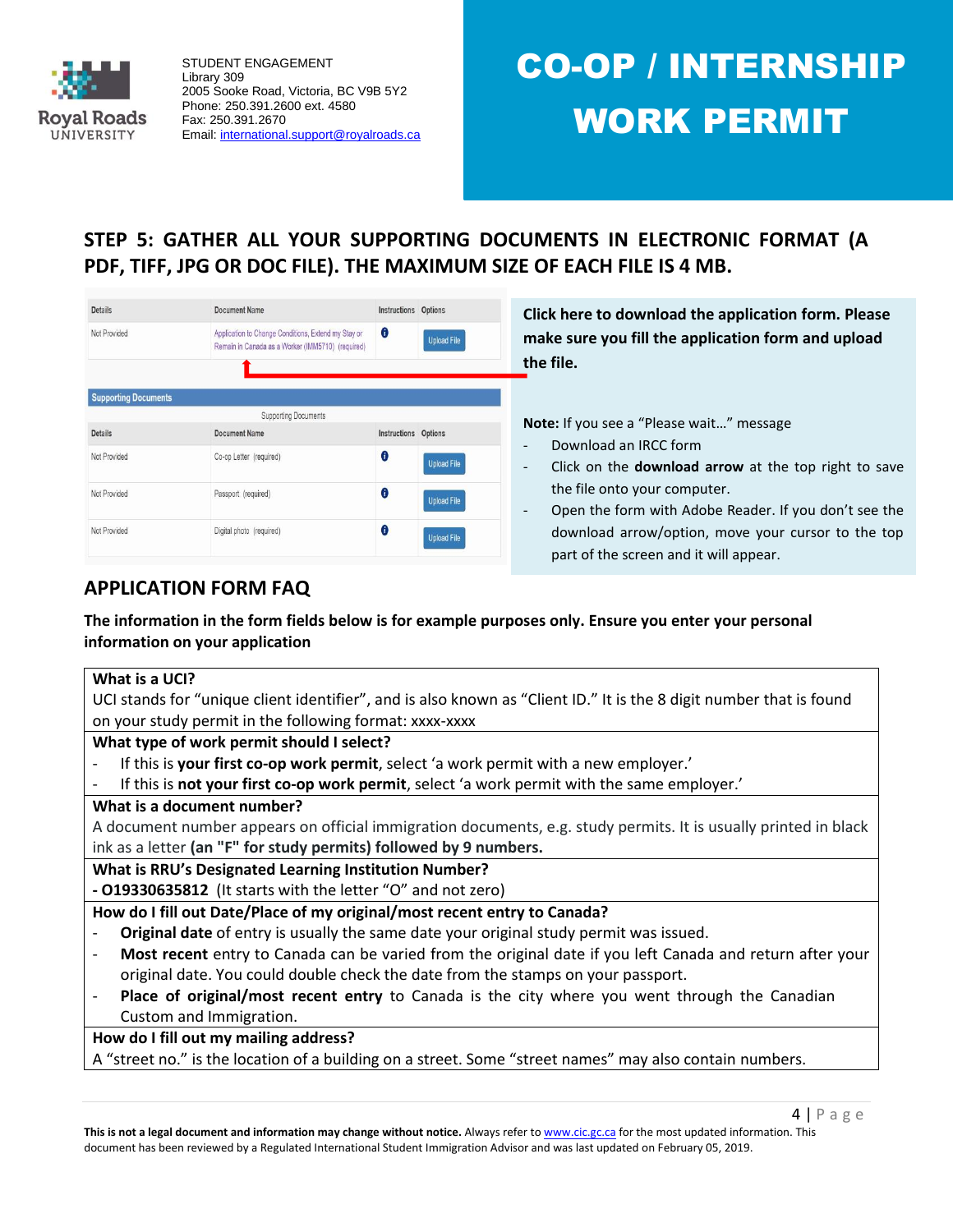STUDENT ENGAGEMENT
Library 309
2005 Sooke Road, Victoria, BC V9B 5Y2
Phone: 250.391.2600 ext. 4580
Fax: 250.391.2670
Email: international.support@royalroads.ca

# CO-OP / INTERNSHIP WORK PERMIT

## STEP 5: GATHER ALL YOUR SUPPORTING DOCUMENTS IN ELECTRONIC FORMAT (A PDF, TIFF, JPG OR DOC FILE). THE MAXIMUM SIZE OF EACH FILE IS 4 MB.

| Details | Document Name | Instructions | Options |
|---|---|---|---|
| Not Provided | Application to Change Conditions, Extend my Stay or Remain in Canada as a Worker (IMM5710) (required) | i | Upload File |

**Supporting Documents**

Supporting Documents

| Details | Document Name | Instructions | Options |
|---|---|---|---|
| Not Provided | Co-op Letter (required) | i | Upload File |
| Not Provided | Passport (required) | i | Upload File |
| Not Provided | Digital photo (required) | i | Upload File |

**Click here to download the application form. Please make sure you fill the application form and upload the file.**

**Note:** If you see a "Please wait…" message

- Download an IRCC form
- Click on the **download arrow** at the top right to save the file onto your computer.
- Open the form with Adobe Reader. If you don't see the download arrow/option, move your cursor to the top part of the screen and it will appear.

## APPLICATION FORM FAQ

**The information in the form fields below is for example purposes only. Ensure you enter your personal information on your application**

**What is a UCI?**
UCI stands for "unique client identifier", and is also known as "Client ID." It is the 8 digit number that is found on your study permit in the following format: xxxx-xxxx

**What type of work permit should I select?**
- If this is **your first co-op work permit**, select 'a work permit with a new employer.'
- If this is **not your first co-op work permit**, select 'a work permit with the same employer.'

**What is a document number?**
A document number appears on official immigration documents, e.g. study permits. It is usually printed in black ink as a letter **(an "F" for study permits) followed by 9 numbers.**

**What is RRU's Designated Learning Institution Number?**
**- O19330635812** (It starts with the letter "O" and not zero)

**How do I fill out Date/Place of my original/most recent entry to Canada?**
- **Original date** of entry is usually the same date your original study permit was issued.
- **Most recent** entry to Canada can be varied from the original date if you left Canada and return after your original date. You could double check the date from the stamps on your passport.
- **Place of original/most recent entry** to Canada is the city where you went through the Canadian Custom and Immigration.

**How do I fill out my mailing address?**
A "street no." is the location of a building on a street. Some "street names" may also contain numbers.

**This is not a legal document and information may change without notice.** Always refer to www.cic.gc.ca for the most updated information. This document has been reviewed by a Regulated International Student Immigration Advisor and was last updated on February 05, 2019.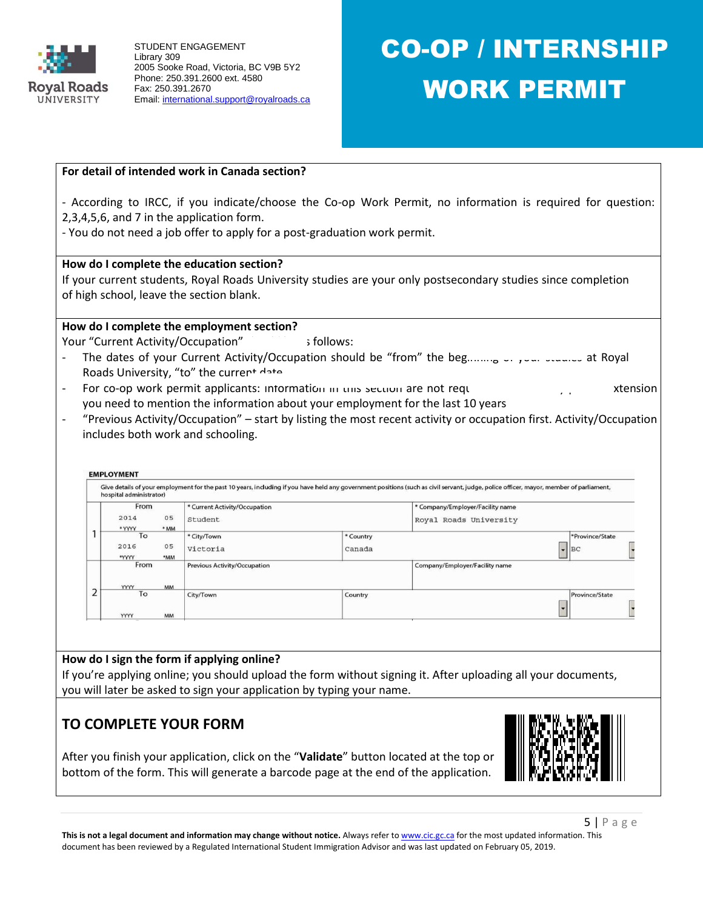# CO-OP / INTERNSHIP WORK PERMIT

STUDENT ENGAGEMENT
Library 309
2005 Sooke Road, Victoria, BC V9B 5Y2
Phone: 250.391.2600 ext. 4580
Fax: 250.391.2670
Email: international.support@royalroads.ca

**For detail of intended work in Canada section?**

- According to IRCC, if you indicate/choose the Co-op Work Permit, no information is required for question: 2,3,4,5,6, and 7 in the application form.
- You do not need a job offer to apply for a post-graduation work permit.

**How do I complete the education section?**

If your current students, Royal Roads University studies are your only postsecondary studies since completion of high school, leave the section blank.

**How do I complete the employment section?**

Your "Current Activity/Occupation" s follows:

- The dates of your Current Activity/Occupation should be "from" the beg... at Royal Roads University, "to" the current date
- For co-op work permit applicants: information in this section are not requ... xtension you need to mention the information about your employment for the last 10 years
- "Previous Activity/Occupation" – start by listing the most recent activity or occupation first. Activity/Occupation includes both work and schooling.

**EMPLOYMENT**

Give details of your employment for the past 10 years, including if you have held any government positions (such as civil servant, judge, police officer, mayor, member of parliament, hospital administrator)

| | | | | |
|---|---|---|---|---|
| 1 | From: 2014 (*YYYY) 05 (*MM) | * Current Activity/Occupation: Student | * Company/Employer/Facility name: Royal Roads University | |
| | To: 2016 (*YYYY) 05 (*MM) | * City/Town: Victoria | * Country: Canada | *Province/State: BC |
| 2 | From: YYYY MM | Previous Activity/Occupation | Company/Employer/Facility name | |
| | To: YYYY MM | City/Town | Country | Province/State |

**How do I sign the form if applying online?**

If you're applying online; you should upload the form without signing it. After uploading all your documents, you will later be asked to sign your application by typing your name.

## TO COMPLETE YOUR FORM

After you finish your application, click on the "**Validate**" button located at the top or bottom of the form. This will generate a barcode page at the end of the application.

**This is not a legal document and information may change without notice.** Always refer to www.cic.gc.ca for the most updated information. This document has been reviewed by a Regulated International Student Immigration Advisor and was last updated on February 05, 2019.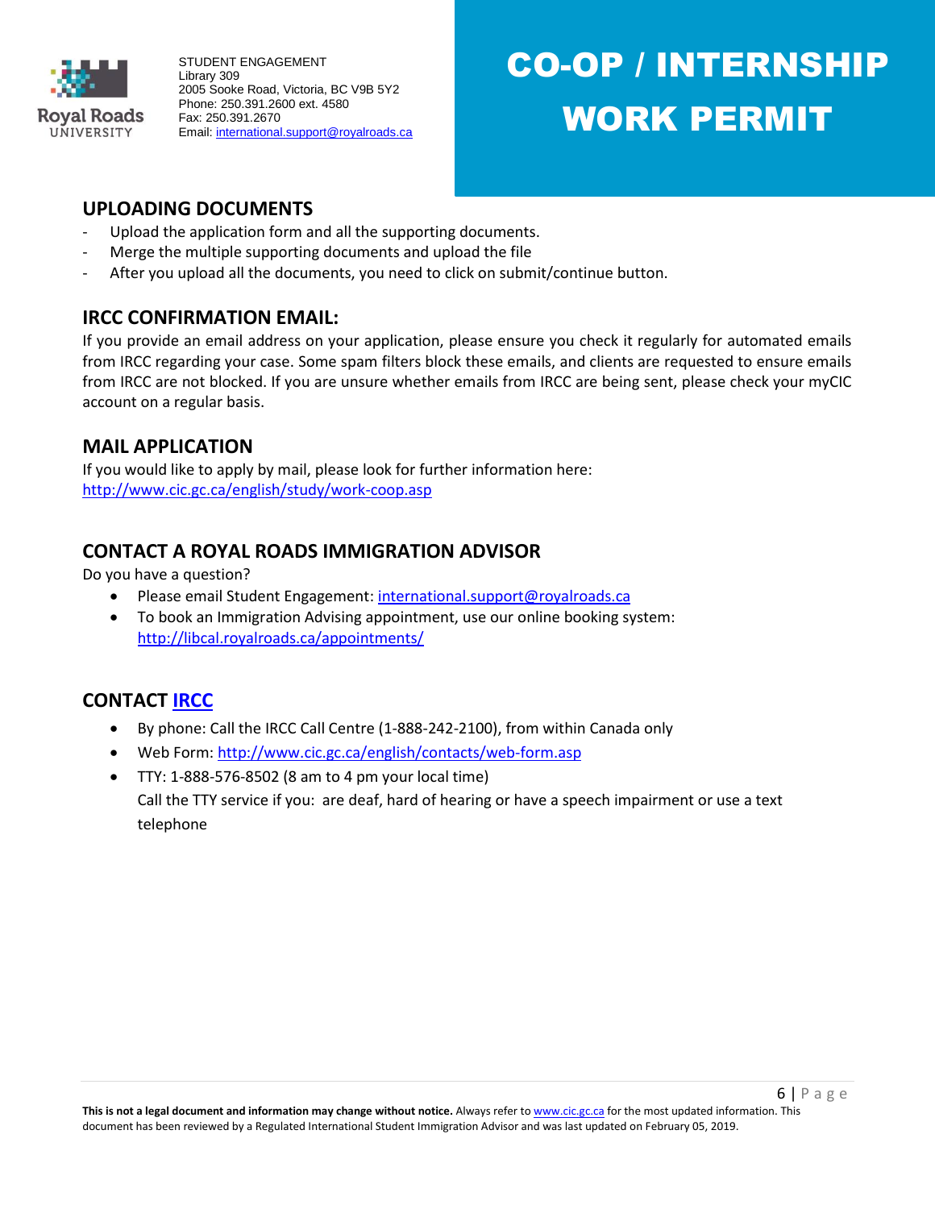STUDENT ENGAGEMENT
Library 309
2005 Sooke Road, Victoria, BC V9B 5Y2
Phone: 250.391.2600 ext. 4580
Fax: 250.391.2670
Email: international.support@royalroads.ca

# CO-OP / INTERNSHIP WORK PERMIT

## UPLOADING DOCUMENTS

- Upload the application form and all the supporting documents.
- Merge the multiple supporting documents and upload the file
- After you upload all the documents, you need to click on submit/continue button.

## IRCC CONFIRMATION EMAIL:

If you provide an email address on your application, please ensure you check it regularly for automated emails from IRCC regarding your case. Some spam filters block these emails, and clients are requested to ensure emails from IRCC are not blocked. If you are unsure whether emails from IRCC are being sent, please check your myCIC account on a regular basis.

## MAIL APPLICATION

If you would like to apply by mail, please look for further information here: http://www.cic.gc.ca/english/study/work-coop.asp

## CONTACT A ROYAL ROADS IMMIGRATION ADVISOR

Do you have a question?

- Please email Student Engagement: international.support@royalroads.ca
- To book an Immigration Advising appointment, use our online booking system: http://libcal.royalroads.ca/appointments/

## CONTACT IRCC

- By phone: Call the IRCC Call Centre (1-888-242-2100), from within Canada only
- Web Form: http://www.cic.gc.ca/english/contacts/web-form.asp
- TTY: 1-888-576-8502 (8 am to 4 pm your local time)
  Call the TTY service if you: are deaf, hard of hearing or have a speech impairment or use a text telephone

**This is not a legal document and information may change without notice.** Always refer to www.cic.gc.ca for the most updated information. This document has been reviewed by a Regulated International Student Immigration Advisor and was last updated on February 05, 2019.